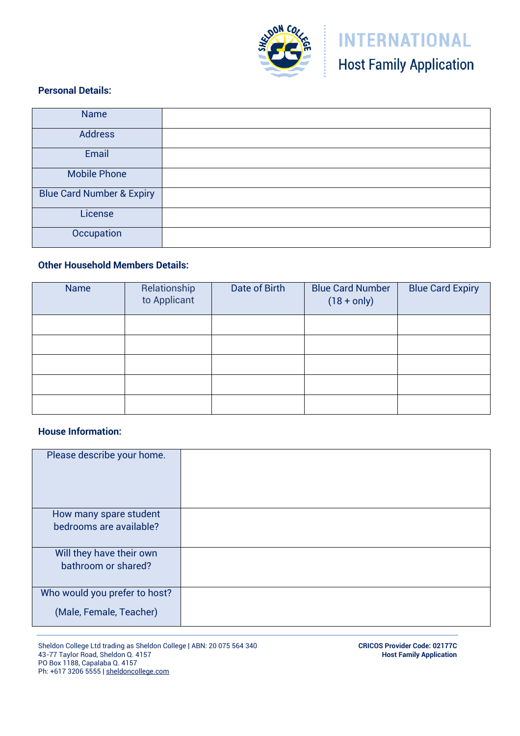# INTERNATIONAL
## Host Family Application

**Personal Details:**

| | |
|---|---|
| Name | |
| Address | |
| Email | |
| Mobile Phone | |
| Blue Card Number & Expiry | |
| License | |
| Occupation | |

**Other Household Members Details:**

| Name | Relationship to Applicant | Date of Birth | Blue Card Number (18 + only) | Blue Card Expiry |
|---|---|---|---|---|
| | | | | |
| | | | | |
| | | | | |
| | | | | |
| | | | | |

**House Information:**

| | |
|---|---|
| Please describe your home. | |
| How many spare student bedrooms are available? | |
| Will they have their own bathroom or shared? | |
| Who would you prefer to host? (Male, Female, Teacher) | |

Sheldon College Ltd trading as Sheldon College | ABN: 20 075 564 340
43-77 Taylor Road, Sheldon Q. 4157
PO Box 1188, Capalaba Q. 4157
Ph: +617 3206 5555 | sheldoncollege.com

**CRICOS Provider Code: 02177C**
**Host Family Application**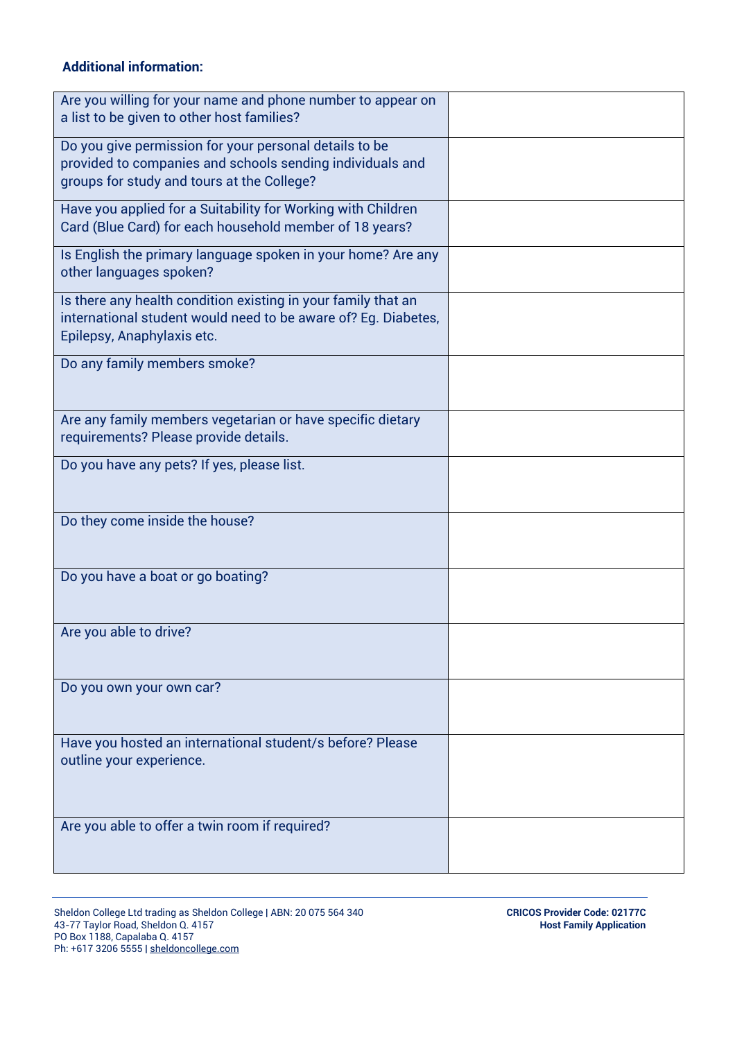**Additional information:**

| | |
|---|---|
| Are you willing for your name and phone number to appear on a list to be given to other host families? | |
| Do you give permission for your personal details to be provided to companies and schools sending individuals and groups for study and tours at the College? | |
| Have you applied for a Suitability for Working with Children Card (Blue Card) for each household member of 18 years? | |
| Is English the primary language spoken in your home? Are any other languages spoken? | |
| Is there any health condition existing in your family that an international student would need to be aware of? Eg. Diabetes, Epilepsy, Anaphylaxis etc. | |
| Do any family members smoke? | |
| Are any family members vegetarian or have specific dietary requirements? Please provide details. | |
| Do you have any pets? If yes, please list. | |
| Do they come inside the house? | |
| Do you have a boat or go boating? | |
| Are you able to drive? | |
| Do you own your own car? | |
| Have you hosted an international student/s before? Please outline your experience. | |
| Are you able to offer a twin room if required? | |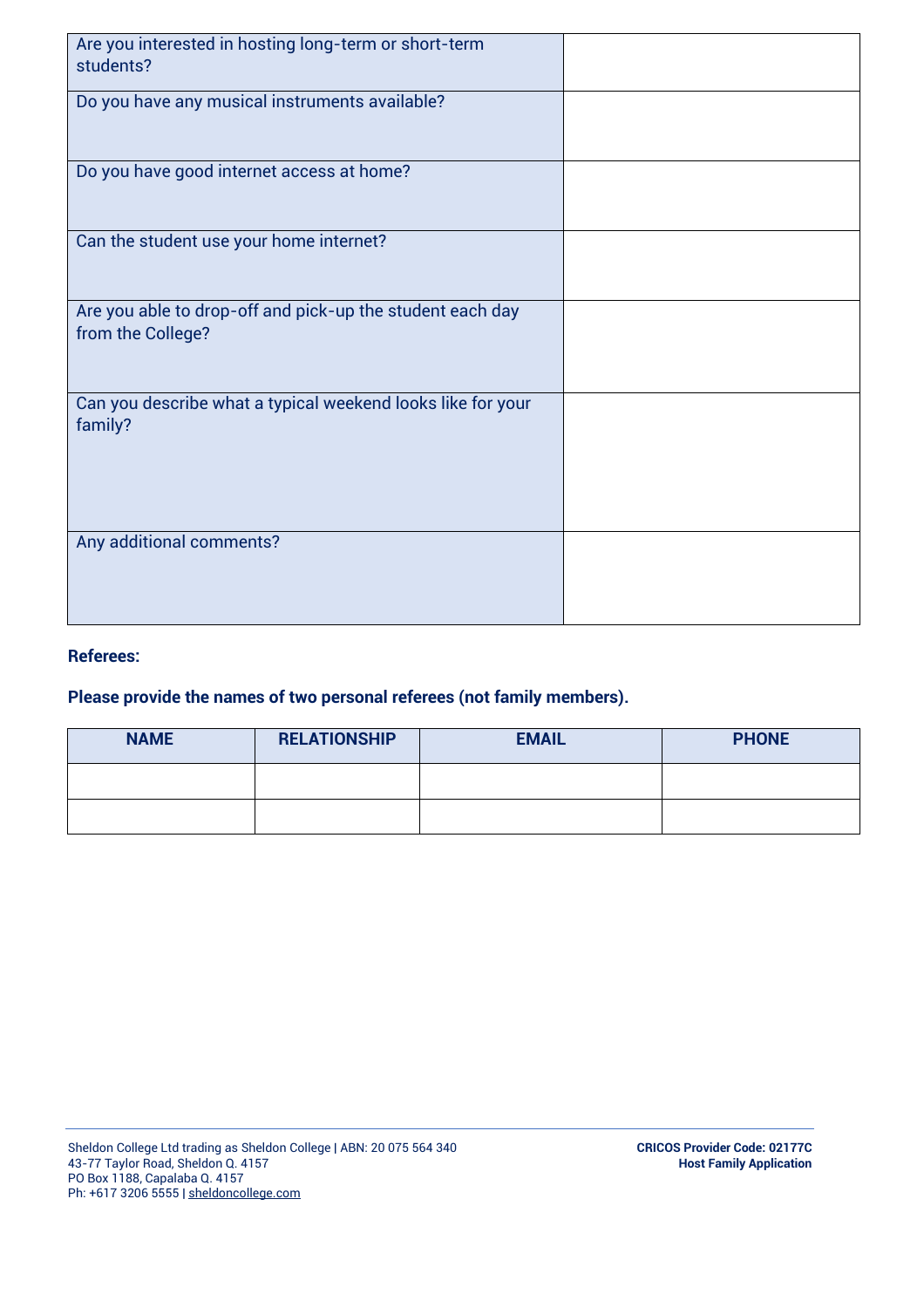| | |
|---|---|
| Are you interested in hosting long-term or short-term students? | |
| Do you have any musical instruments available? | |
| Do you have good internet access at home? | |
| Can the student use your home internet? | |
| Are you able to drop-off and pick-up the student each day from the College? | |
| Can you describe what a typical weekend looks like for your family? | |
| Any additional comments? | |

**Referees:**

**Please provide the names of two personal referees (not family members).**

| NAME | RELATIONSHIP | EMAIL | PHONE |
|---|---|---|---|
| | | | |
| | | | |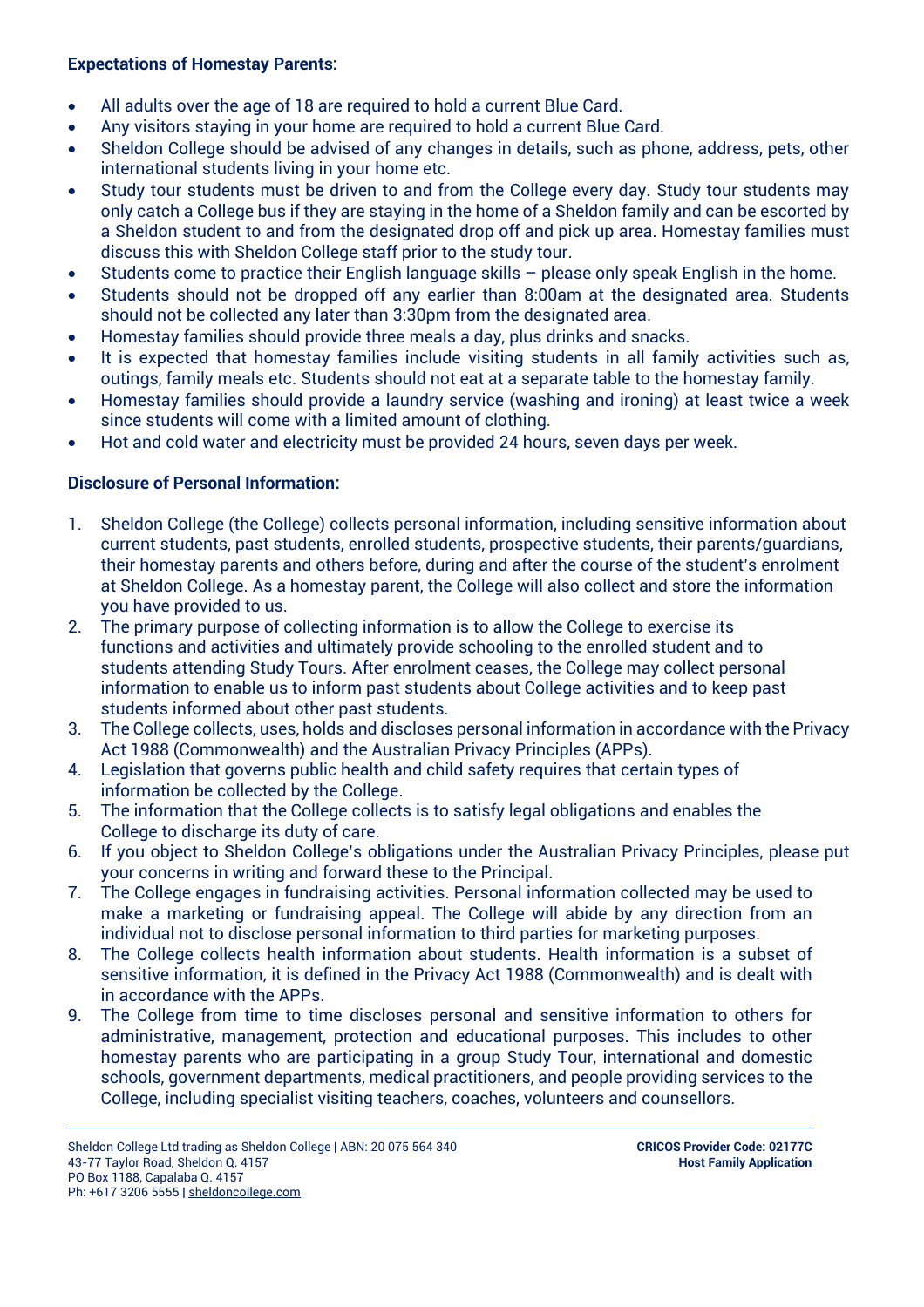**Expectations of Homestay Parents:**

- All adults over the age of 18 are required to hold a current Blue Card.
- Any visitors staying in your home are required to hold a current Blue Card.
- Sheldon College should be advised of any changes in details, such as phone, address, pets, other international students living in your home etc.
- Study tour students must be driven to and from the College every day. Study tour students may only catch a College bus if they are staying in the home of a Sheldon family and can be escorted by a Sheldon student to and from the designated drop off and pick up area. Homestay families must discuss this with Sheldon College staff prior to the study tour.
- Students come to practice their English language skills – please only speak English in the home.
- Students should not be dropped off any earlier than 8:00am at the designated area. Students should not be collected any later than 3:30pm from the designated area.
- Homestay families should provide three meals a day, plus drinks and snacks.
- It is expected that homestay families include visiting students in all family activities such as, outings, family meals etc. Students should not eat at a separate table to the homestay family.
- Homestay families should provide a laundry service (washing and ironing) at least twice a week since students will come with a limited amount of clothing.
- Hot and cold water and electricity must be provided 24 hours, seven days per week.

**Disclosure of Personal Information:**

1. Sheldon College (the College) collects personal information, including sensitive information about current students, past students, enrolled students, prospective students, their parents/guardians, their homestay parents and others before, during and after the course of the student's enrolment at Sheldon College. As a homestay parent, the College will also collect and store the information you have provided to us.
2. The primary purpose of collecting information is to allow the College to exercise its functions and activities and ultimately provide schooling to the enrolled student and to students attending Study Tours. After enrolment ceases, the College may collect personal information to enable us to inform past students about College activities and to keep past students informed about other past students.
3. The College collects, uses, holds and discloses personal information in accordance with the Privacy Act 1988 (Commonwealth) and the Australian Privacy Principles (APPs).
4. Legislation that governs public health and child safety requires that certain types of information be collected by the College.
5. The information that the College collects is to satisfy legal obligations and enables the College to discharge its duty of care.
6. If you object to Sheldon College's obligations under the Australian Privacy Principles, please put your concerns in writing and forward these to the Principal.
7. The College engages in fundraising activities. Personal information collected may be used to make a marketing or fundraising appeal. The College will abide by any direction from an individual not to disclose personal information to third parties for marketing purposes.
8. The College collects health information about students. Health information is a subset of sensitive information, it is defined in the Privacy Act 1988 (Commonwealth) and is dealt with in accordance with the APPs.
9. The College from time to time discloses personal and sensitive information to others for administrative, management, protection and educational purposes. This includes to other homestay parents who are participating in a group Study Tour, international and domestic schools, government departments, medical practitioners, and people providing services to the College, including specialist visiting teachers, coaches, volunteers and counsellors.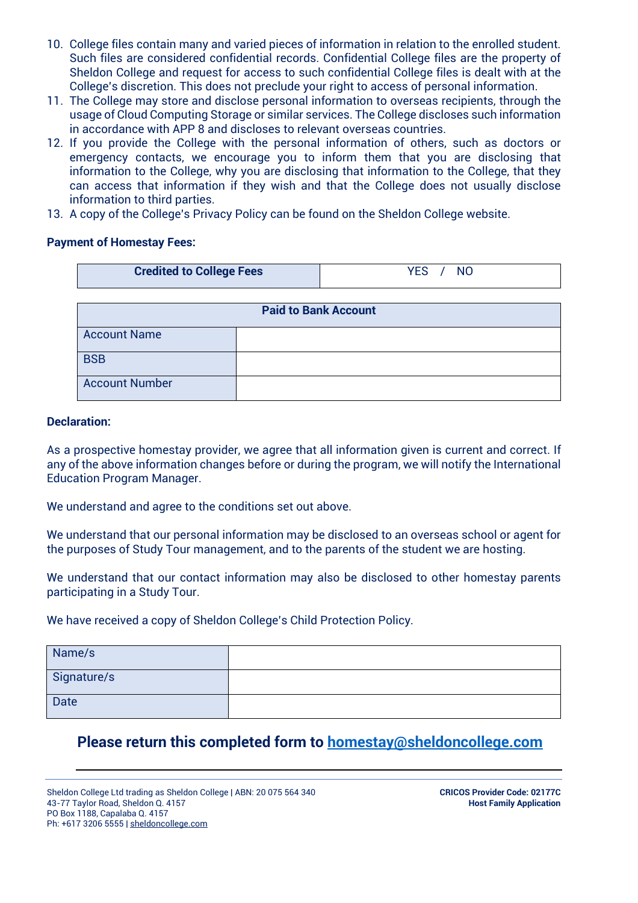10. College files contain many and varied pieces of information in relation to the enrolled student. Such files are considered confidential records. Confidential College files are the property of Sheldon College and request for access to such confidential College files is dealt with at the College's discretion. This does not preclude your right to access of personal information.
11. The College may store and disclose personal information to overseas recipients, through the usage of Cloud Computing Storage or similar services. The College discloses such information in accordance with APP 8 and discloses to relevant overseas countries.
12. If you provide the College with the personal information of others, such as doctors or emergency contacts, we encourage you to inform them that you are disclosing that information to the College, why you are disclosing that information to the College, that they can access that information if they wish and that the College does not usually disclose information to third parties.
13. A copy of the College's Privacy Policy can be found on the Sheldon College website.

**Payment of Homestay Fees:**

| | |
|---|---|
| **Credited to College Fees** | YES / NO |

| **Paid to Bank Account** | |
|---|---|
| Account Name | |
| BSB | |
| Account Number | |

**Declaration:**

As a prospective homestay provider, we agree that all information given is current and correct. If any of the above information changes before or during the program, we will notify the International Education Program Manager.

We understand and agree to the conditions set out above.

We understand that our personal information may be disclosed to an overseas school or agent for the purposes of Study Tour management, and to the parents of the student we are hosting.

We understand that our contact information may also be disclosed to other homestay parents participating in a Study Tour.

We have received a copy of Sheldon College's Child Protection Policy.

| | |
|---|---|
| Name/s | |
| Signature/s | |
| Date | |

**Please return this completed form to homestay@sheldoncollege.com**

Sheldon College Ltd trading as Sheldon College | ABN: 20 075 564 340
43-77 Taylor Road, Sheldon Q. 4157
PO Box 1188, Capalaba Q. 4157
Ph: +617 3206 5555 | sheldoncollege.com

**CRICOS Provider Code: 02177C**
**Host Family Application**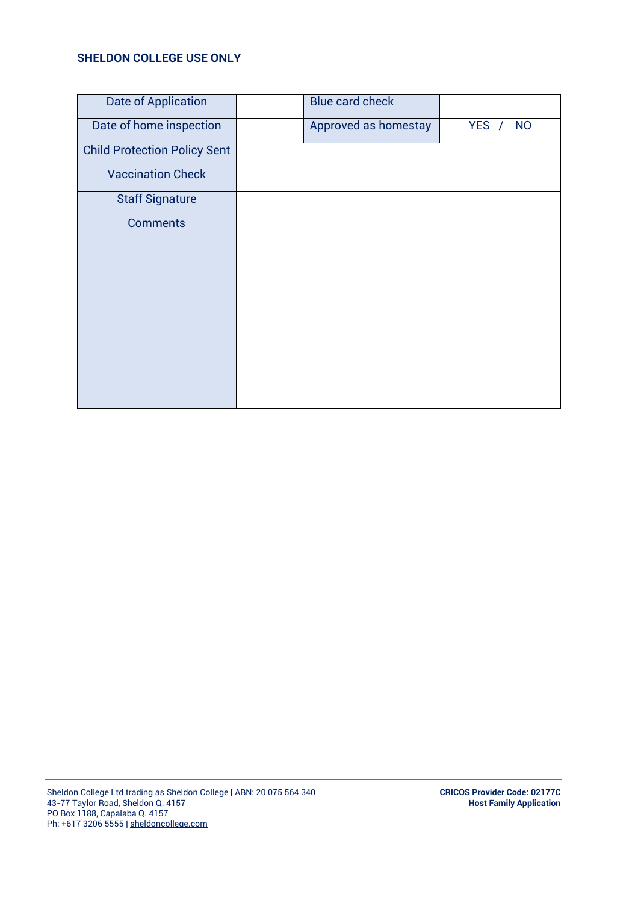**SHELDON COLLEGE USE ONLY**

| | | | |
|---|---|---|---|
| Date of Application | | Blue card check | |
| Date of home inspection | | Approved as homestay | YES / NO |
| Child Protection Policy Sent | | | |
| Vaccination Check | | | |
| Staff Signature | | | |
| Comments | | | |

Sheldon College Ltd trading as Sheldon College | ABN: 20 075 564 340
43-77 Taylor Road, Sheldon Q. 4157
PO Box 1188, Capalaba Q. 4157
Ph: +617 3206 5555 | sheldoncollege.com

**CRICOS Provider Code: 02177C**
**Host Family Application**